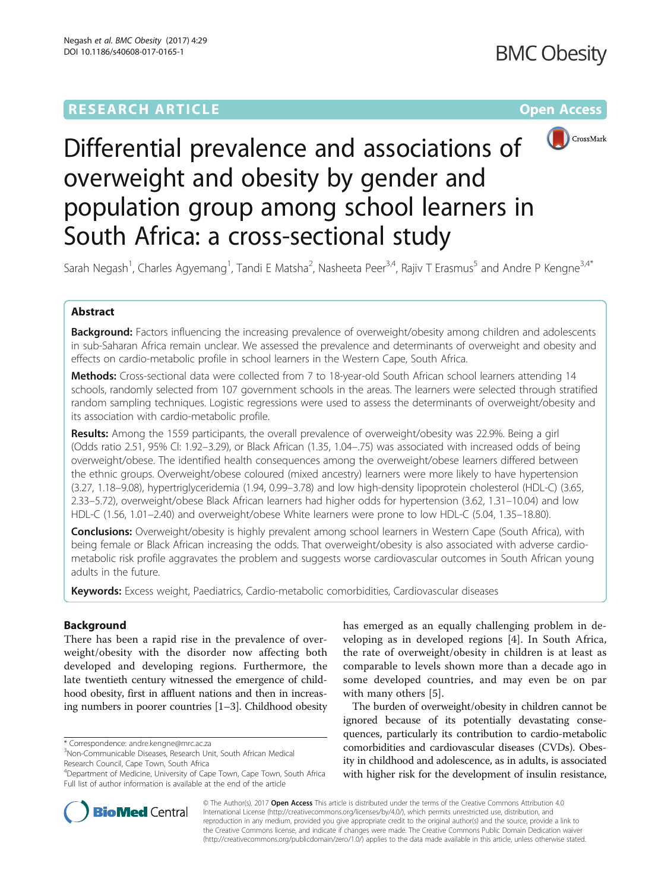RESEARCH ARTICLE

Open Access

# Differential prevalence and associations of overweight and obesity by gender and population group among school learners in South Africa: a cross-sectional study

Sarah Negash[1], Charles Agyemang[1], Tandi E Matsha[2], Nasheeta Peer[3,4], Rajiv T Erasmus[5] and Andre P Kengne[3,4*]

## Abstract

**Background:** Factors influencing the increasing prevalence of overweight/obesity among children and adolescents in sub-Saharan Africa remain unclear. We assessed the prevalence and determinants of overweight and obesity and effects on cardio-metabolic profile in school learners in the Western Cape, South Africa.

**Methods:** Cross-sectional data were collected from 7 to 18-year-old South African school learners attending 14 schools, randomly selected from 107 government schools in the areas. The learners were selected through stratified random sampling techniques. Logistic regressions were used to assess the determinants of overweight/obesity and its association with cardio-metabolic profile.

**Results:** Among the 1559 participants, the overall prevalence of overweight/obesity was 22.9%. Being a girl (Odds ratio 2.51, 95% CI: 1.92–3.29), or Black African (1.35, 1.04–.75) was associated with increased odds of being overweight/obese. The identified health consequences among the overweight/obese learners differed between the ethnic groups. Overweight/obese coloured (mixed ancestry) learners were more likely to have hypertension (3.27, 1.18–9.08), hypertriglyceridemia (1.94, 0.99–3.78) and low high-density lipoprotein cholesterol (HDL-C) (3.65, 2.33–5.72), overweight/obese Black African learners had higher odds for hypertension (3.62, 1.31–10.04) and low HDL-C (1.56, 1.01–2.40) and overweight/obese White learners were prone to low HDL-C (5.04, 1.35–18.80).

**Conclusions:** Overweight/obesity is highly prevalent among school learners in Western Cape (South Africa), with being female or Black African increasing the odds. That overweight/obesity is also associated with adverse cardio-metabolic risk profile aggravates the problem and suggests worse cardiovascular outcomes in South African young adults in the future.

**Keywords:** Excess weight, Paediatrics, Cardio-metabolic comorbidities, Cardiovascular diseases

## Background

There has been a rapid rise in the prevalence of overweight/obesity with the disorder now affecting both developed and developing regions. Furthermore, the late twentieth century witnessed the emergence of childhood obesity, first in affluent nations and then in increasing numbers in poorer countries [1–3]. Childhood obesity has emerged as an equally challenging problem in developing as in developed regions [4]. In South Africa, the rate of overweight/obesity in children is at least as comparable to levels shown more than a decade ago in some developed countries, and may even be on par with many others [5].

The burden of overweight/obesity in children cannot be ignored because of its potentially devastating consequences, particularly its contribution to cardio-metabolic comorbidities and cardiovascular diseases (CVDs). Obesity in childhood and adolescence, as in adults, is associated with higher risk for the development of insulin resistance,

\* Correspondence: andre.kengne@mrc.ac.za
[3]Non-Communicable Diseases, Research Unit, South African Medical Research Council, Cape Town, South Africa
[4]Department of Medicine, University of Cape Town, Cape Town, South Africa
Full list of author information is available at the end of the article

© The Author(s). 2017 **Open Access** This article is distributed under the terms of the Creative Commons Attribution 4.0 International License (http://creativecommons.org/licenses/by/4.0/), which permits unrestricted use, distribution, and reproduction in any medium, provided you give appropriate credit to the original author(s) and the source, provide a link to the Creative Commons license, and indicate if changes were made. The Creative Commons Public Domain Dedication waiver (http://creativecommons.org/publicdomain/zero/1.0/) applies to the data made available in this article, unless otherwise stated.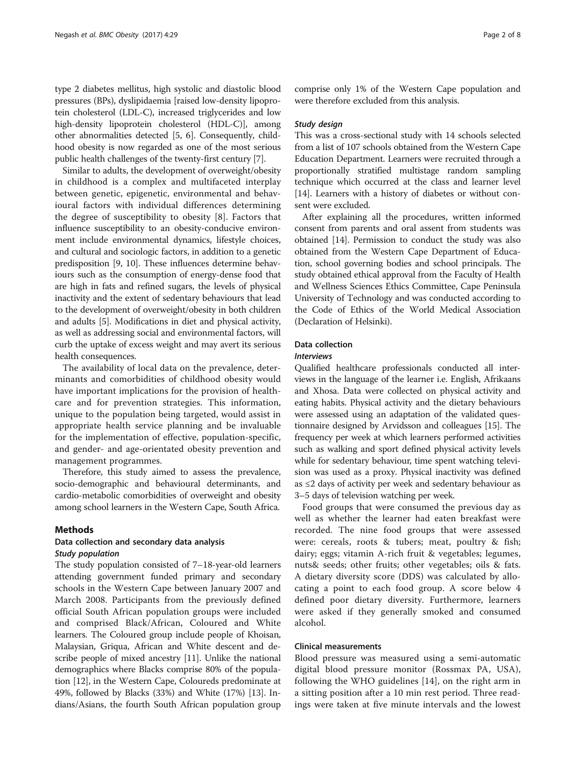type 2 diabetes mellitus, high systolic and diastolic blood pressures (BPs), dyslipidaemia [raised low-density lipoprotein cholesterol (LDL-C), increased triglycerides and low high-density lipoprotein cholesterol (HDL-C)], among other abnormalities detected [5, 6]. Consequently, childhood obesity is now regarded as one of the most serious public health challenges of the twenty-first century [7].

Similar to adults, the development of overweight/obesity in childhood is a complex and multifaceted interplay between genetic, epigenetic, environmental and behavioural factors with individual differences determining the degree of susceptibility to obesity [8]. Factors that influence susceptibility to an obesity-conducive environment include environmental dynamics, lifestyle choices, and cultural and sociologic factors, in addition to a genetic predisposition [9, 10]. These influences determine behaviours such as the consumption of energy-dense food that are high in fats and refined sugars, the levels of physical inactivity and the extent of sedentary behaviours that lead to the development of overweight/obesity in both children and adults [5]. Modifications in diet and physical activity, as well as addressing social and environmental factors, will curb the uptake of excess weight and may avert its serious health consequences.

The availability of local data on the prevalence, determinants and comorbidities of childhood obesity would have important implications for the provision of healthcare and for prevention strategies. This information, unique to the population being targeted, would assist in appropriate health service planning and be invaluable for the implementation of effective, population-specific, and gender- and age-orientated obesity prevention and management programmes.

Therefore, this study aimed to assess the prevalence, socio-demographic and behavioural determinants, and cardio-metabolic comorbidities of overweight and obesity among school learners in the Western Cape, South Africa.

## Methods

### Data collection and secondary data analysis

#### *Study population*

The study population consisted of 7–18-year-old learners attending government funded primary and secondary schools in the Western Cape between January 2007 and March 2008. Participants from the previously defined official South African population groups were included and comprised Black/African, Coloured and White learners. The Coloured group include people of Khoisan, Malaysian, Griqua, African and White descent and describe people of mixed ancestry [11]. Unlike the national demographics where Blacks comprise 80% of the population [12], in the Western Cape, Coloureds predominate at 49%, followed by Blacks (33%) and White (17%) [13]. Indians/Asians, the fourth South African population group comprise only 1% of the Western Cape population and were therefore excluded from this analysis.

#### *Study design*

This was a cross-sectional study with 14 schools selected from a list of 107 schools obtained from the Western Cape Education Department. Learners were recruited through a proportionally stratified multistage random sampling technique which occurred at the class and learner level [14]. Learners with a history of diabetes or without consent were excluded.

After explaining all the procedures, written informed consent from parents and oral assent from students was obtained [14]. Permission to conduct the study was also obtained from the Western Cape Department of Education, school governing bodies and school principals. The study obtained ethical approval from the Faculty of Health and Wellness Sciences Ethics Committee, Cape Peninsula University of Technology and was conducted according to the Code of Ethics of the World Medical Association (Declaration of Helsinki).

### Data collection

#### *Interviews*

Qualified healthcare professionals conducted all interviews in the language of the learner i.e. English, Afrikaans and Xhosa. Data were collected on physical activity and eating habits. Physical activity and the dietary behaviours were assessed using an adaptation of the validated questionnaire designed by Arvidsson and colleagues [15]. The frequency per week at which learners performed activities such as walking and sport defined physical activity levels while for sedentary behaviour, time spent watching television was used as a proxy. Physical inactivity was defined as ≤2 days of activity per week and sedentary behaviour as 3–5 days of television watching per week.

Food groups that were consumed the previous day as well as whether the learner had eaten breakfast were recorded. The nine food groups that were assessed were: cereals, roots & tubers; meat, poultry & fish; dairy; eggs; vitamin A-rich fruit & vegetables; legumes, nuts& seeds; other fruits; other vegetables; oils & fats. A dietary diversity score (DDS) was calculated by allocating a point to each food group. A score below 4 defined poor dietary diversity. Furthermore, learners were asked if they generally smoked and consumed alcohol.

### Clinical measurements

Blood pressure was measured using a semi-automatic digital blood pressure monitor (Rossmax PA, USA), following the WHO guidelines [14], on the right arm in a sitting position after a 10 min rest period. Three readings were taken at five minute intervals and the lowest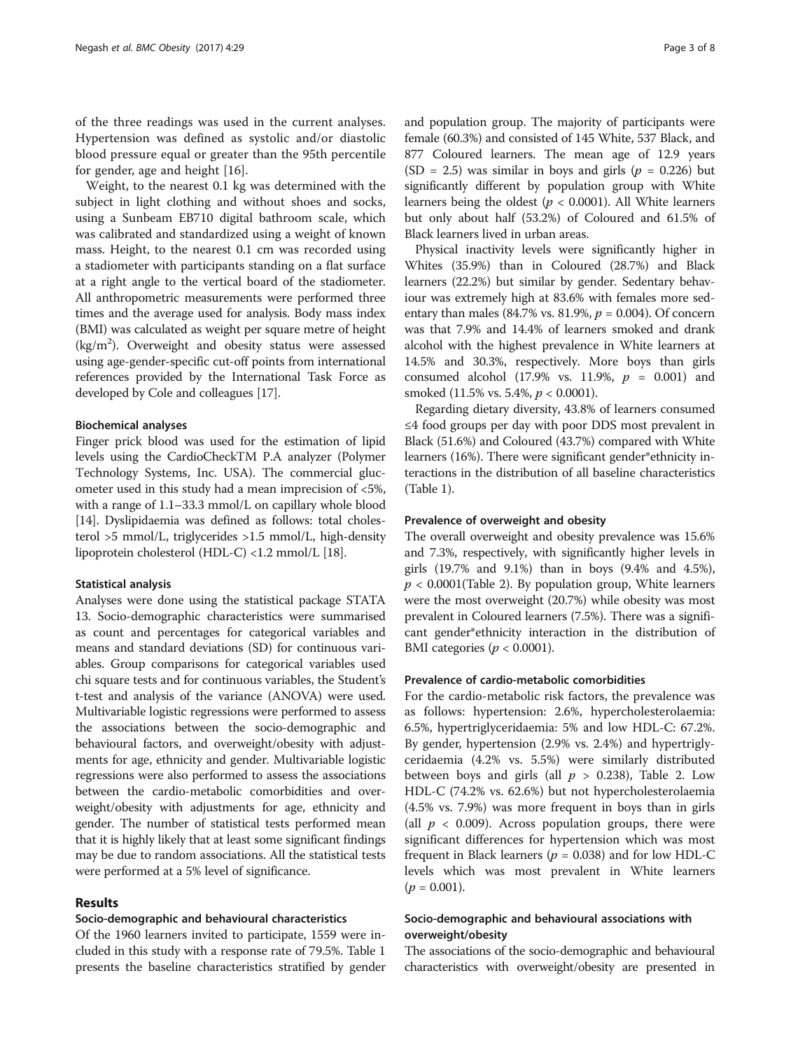of the three readings was used in the current analyses. Hypertension was defined as systolic and/or diastolic blood pressure equal or greater than the 95th percentile for gender, age and height [16].

Weight, to the nearest 0.1 kg was determined with the subject in light clothing and without shoes and socks, using a Sunbeam EB710 digital bathroom scale, which was calibrated and standardized using a weight of known mass. Height, to the nearest 0.1 cm was recorded using a stadiometer with participants standing on a flat surface at a right angle to the vertical board of the stadiometer. All anthropometric measurements were performed three times and the average used for analysis. Body mass index (BMI) was calculated as weight per square metre of height ($kg/m^2$). Overweight and obesity status were assessed using age-gender-specific cut-off points from international references provided by the International Task Force as developed by Cole and colleagues [17].

### Biochemical analyses

Finger prick blood was used for the estimation of lipid levels using the CardioCheckTM P.A analyzer (Polymer Technology Systems, Inc. USA). The commercial glucometer used in this study had a mean imprecision of <5%, with a range of 1.1–33.3 mmol/L on capillary whole blood [14]. Dyslipidaemia was defined as follows: total cholesterol >5 mmol/L, triglycerides >1.5 mmol/L, high-density lipoprotein cholesterol (HDL-C) <1.2 mmol/L [18].

### Statistical analysis

Analyses were done using the statistical package STATA 13. Socio-demographic characteristics were summarised as count and percentages for categorical variables and means and standard deviations (SD) for continuous variables. Group comparisons for categorical variables used chi square tests and for continuous variables, the Student's t-test and analysis of the variance (ANOVA) were used. Multivariable logistic regressions were performed to assess the associations between the socio-demographic and behavioural factors, and overweight/obesity with adjustments for age, ethnicity and gender. Multivariable logistic regressions were also performed to assess the associations between the cardio-metabolic comorbidities and overweight/obesity with adjustments for age, ethnicity and gender. The number of statistical tests performed mean that it is highly likely that at least some significant findings may be due to random associations. All the statistical tests were performed at a 5% level of significance.

## Results

### Socio-demographic and behavioural characteristics

Of the 1960 learners invited to participate, 1559 were included in this study with a response rate of 79.5%. Table 1 presents the baseline characteristics stratified by gender and population group. The majority of participants were female (60.3%) and consisted of 145 White, 537 Black, and 877 Coloured learners. The mean age of 12.9 years (SD = 2.5) was similar in boys and girls ($p = 0.226$) but significantly different by population group with White learners being the oldest ($p < 0.0001$). All White learners but only about half (53.2%) of Coloured and 61.5% of Black learners lived in urban areas.

Physical inactivity levels were significantly higher in Whites (35.9%) than in Coloured (28.7%) and Black learners (22.2%) but similar by gender. Sedentary behaviour was extremely high at 83.6% with females more sedentary than males (84.7% vs. 81.9%, $p = 0.004$). Of concern was that 7.9% and 14.4% of learners smoked and drank alcohol with the highest prevalence in White learners at 14.5% and 30.3%, respectively. More boys than girls consumed alcohol (17.9% vs. 11.9%, $p = 0.001$) and smoked (11.5% vs. 5.4%, $p < 0.0001$).

Regarding dietary diversity, 43.8% of learners consumed ≤4 food groups per day with poor DDS most prevalent in Black (51.6%) and Coloured (43.7%) compared with White learners (16%). There were significant gender*ethnicity interactions in the distribution of all baseline characteristics (Table 1).

### Prevalence of overweight and obesity

The overall overweight and obesity prevalence was 15.6% and 7.3%, respectively, with significantly higher levels in girls (19.7% and 9.1%) than in boys (9.4% and 4.5%), $p < 0.0001$(Table 2). By population group, White learners were the most overweight (20.7%) while obesity was most prevalent in Coloured learners (7.5%). There was a significant gender*ethnicity interaction in the distribution of BMI categories ($p < 0.0001$).

### Prevalence of cardio-metabolic comorbidities

For the cardio-metabolic risk factors, the prevalence was as follows: hypertension: 2.6%, hypercholesterolaemia: 6.5%, hypertriglyceridaemia: 5% and low HDL-C: 67.2%. By gender, hypertension (2.9% vs. 2.4%) and hypertriglyceridaemia (4.2% vs. 5.5%) were similarly distributed between boys and girls (all $p > 0.238$), Table 2. Low HDL-C (74.2% vs. 62.6%) but not hypercholesterolaemia (4.5% vs. 7.9%) was more frequent in boys than in girls (all $p < 0.009$). Across population groups, there were significant differences for hypertension which was most frequent in Black learners ($p = 0.038$) and for low HDL-C levels which was most prevalent in White learners ($p = 0.001$).

### Socio-demographic and behavioural associations with overweight/obesity

The associations of the socio-demographic and behavioural characteristics with overweight/obesity are presented in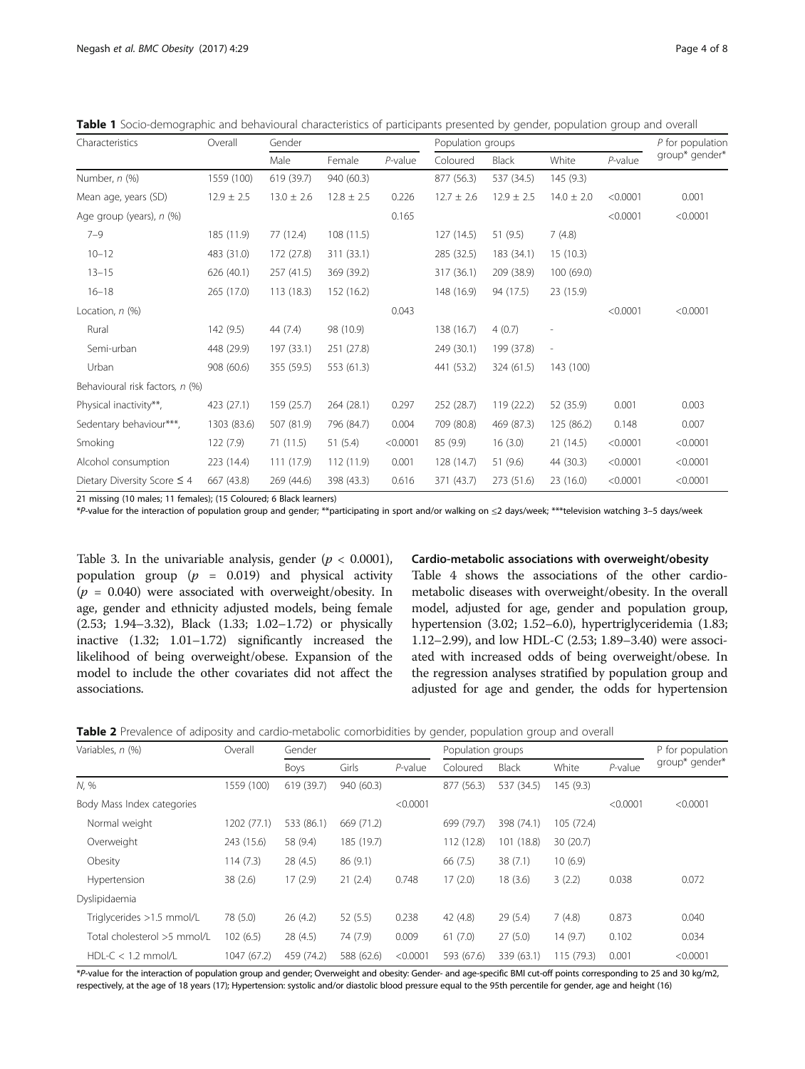**Table 1** Socio-demographic and behavioural characteristics of participants presented by gender, population group and overall

| Characteristics | Overall | Gender | | | Population groups | | | | P for population group* gender* |
|---|---|---|---|---|---|---|---|---|---|
| | | Male | Female | *P*-value | Coloured | Black | White | *P*-value | |
| Number, *n* (%) | 1559 (100) | 619 (39.7) | 940 (60.3) | | 877 (56.3) | 537 (34.5) | 145 (9.3) | | |
| Mean age, years (SD) | 12.9 ± 2.5 | 13.0 ± 2.6 | 12.8 ± 2.5 | 0.226 | 12.7 ± 2.6 | 12.9 ± 2.5 | 14.0 ± 2.0 | <0.0001 | 0.001 |
| Age group (years), *n* (%) | | | | 0.165 | | | | <0.0001 | <0.0001 |
| 7–9 | 185 (11.9) | 77 (12.4) | 108 (11.5) | | 127 (14.5) | 51 (9.5) | 7 (4.8) | | |
| 10–12 | 483 (31.0) | 172 (27.8) | 311 (33.1) | | 285 (32.5) | 183 (34.1) | 15 (10.3) | | |
| 13–15 | 626 (40.1) | 257 (41.5) | 369 (39.2) | | 317 (36.1) | 209 (38.9) | 100 (69.0) | | |
| 16–18 | 265 (17.0) | 113 (18.3) | 152 (16.2) | | 148 (16.9) | 94 (17.5) | 23 (15.9) | | |
| Location, *n* (%) | | | | 0.043 | | | | <0.0001 | <0.0001 |
| Rural | 142 (9.5) | 44 (7.4) | 98 (10.9) | | 138 (16.7) | 4 (0.7) | - | | |
| Semi-urban | 448 (29.9) | 197 (33.1) | 251 (27.8) | | 249 (30.1) | 199 (37.8) | - | | |
| Urban | 908 (60.6) | 355 (59.5) | 553 (61.3) | | 441 (53.2) | 324 (61.5) | 143 (100) | | |
| Behavioural risk factors, *n* (%) | | | | | | | | | |
| Physical inactivity**, | 423 (27.1) | 159 (25.7) | 264 (28.1) | 0.297 | 252 (28.7) | 119 (22.2) | 52 (35.9) | 0.001 | 0.003 |
| Sedentary behaviour***, | 1303 (83.6) | 507 (81.9) | 796 (84.7) | 0.004 | 709 (80.8) | 469 (87.3) | 125 (86.2) | 0.148 | 0.007 |
| Smoking | 122 (7.9) | 71 (11.5) | 51 (5.4) | <0.0001 | 85 (9.9) | 16 (3.0) | 21 (14.5) | <0.0001 | <0.0001 |
| Alcohol consumption | 223 (14.4) | 111 (17.9) | 112 (11.9) | 0.001 | 128 (14.7) | 51 (9.6) | 44 (30.3) | <0.0001 | <0.0001 |
| Dietary Diversity Score ≤ 4 | 667 (43.8) | 269 (44.6) | 398 (43.3) | 0.616 | 371 (43.7) | 273 (51.6) | 23 (16.0) | <0.0001 | <0.0001 |

21 missing (10 males; 11 females); (15 Coloured; 6 Black learners)

**P*-value for the interaction of population group and gender; **participating in sport and/or walking on ≤2 days/week; ***television watching 3–5 days/week

Table 3. In the univariable analysis, gender ($p < 0.0001$), population group ($p = 0.019$) and physical activity ($p = 0.040$) were associated with overweight/obesity. In age, gender and ethnicity adjusted models, being female (2.53; 1.94–3.32), Black (1.33; 1.02–1.72) or physically inactive (1.32; 1.01–1.72) significantly increased the likelihood of being overweight/obese. Expansion of the model to include the other covariates did not affect the associations.

### Cardio-metabolic associations with overweight/obesity

Table 4 shows the associations of the other cardio-metabolic diseases with overweight/obesity. In the overall model, adjusted for age, gender and population group, hypertension (3.02; 1.52–6.0), hypertriglyceridemia (1.83; 1.12–2.99), and low HDL-C (2.53; 1.89–3.40) were associated with increased odds of being overweight/obese. In the regression analyses stratified by population group and adjusted for age and gender, the odds for hypertension

**Table 2** Prevalence of adiposity and cardio-metabolic comorbidities by gender, population group and overall

| Variables, *n* (%) | Overall | Gender | | | Population groups | | | | P for population group* gender* |
|---|---|---|---|---|---|---|---|---|---|
| | | Boys | Girls | *P*-value | Coloured | Black | White | *P*-value | |
| *N*, % | 1559 (100) | 619 (39.7) | 940 (60.3) | | 877 (56.3) | 537 (34.5) | 145 (9.3) | | |
| Body Mass Index categories | | | | <0.0001 | | | | <0.0001 | <0.0001 |
| Normal weight | 1202 (77.1) | 533 (86.1) | 669 (71.2) | | 699 (79.7) | 398 (74.1) | 105 (72.4) | | |
| Overweight | 243 (15.6) | 58 (9.4) | 185 (19.7) | | 112 (12.8) | 101 (18.8) | 30 (20.7) | | |
| Obesity | 114 (7.3) | 28 (4.5) | 86 (9.1) | | 66 (7.5) | 38 (7.1) | 10 (6.9) | | |
| Hypertension | 38 (2.6) | 17 (2.9) | 21 (2.4) | 0.748 | 17 (2.0) | 18 (3.6) | 3 (2.2) | 0.038 | 0.072 |
| Dyslipidaemia | | | | | | | | | |
| Triglycerides >1.5 mmol/L | 78 (5.0) | 26 (4.2) | 52 (5.5) | 0.238 | 42 (4.8) | 29 (5.4) | 7 (4.8) | 0.873 | 0.040 |
| Total cholesterol >5 mmol/L | 102 (6.5) | 28 (4.5) | 74 (7.9) | 0.009 | 61 (7.0) | 27 (5.0) | 14 (9.7) | 0.102 | 0.034 |
| HDL-C < 1.2 mmol/L | 1047 (67.2) | 459 (74.2) | 588 (62.6) | <0.0001 | 593 (67.6) | 339 (63.1) | 115 (79.3) | 0.001 | <0.0001 |

**P*-value for the interaction of population group and gender; Overweight and obesity: Gender- and age-specific BMI cut-off points corresponding to 25 and 30 kg/m2, respectively, at the age of 18 years (17); Hypertension: systolic and/or diastolic blood pressure equal to the 95th percentile for gender, age and height (16)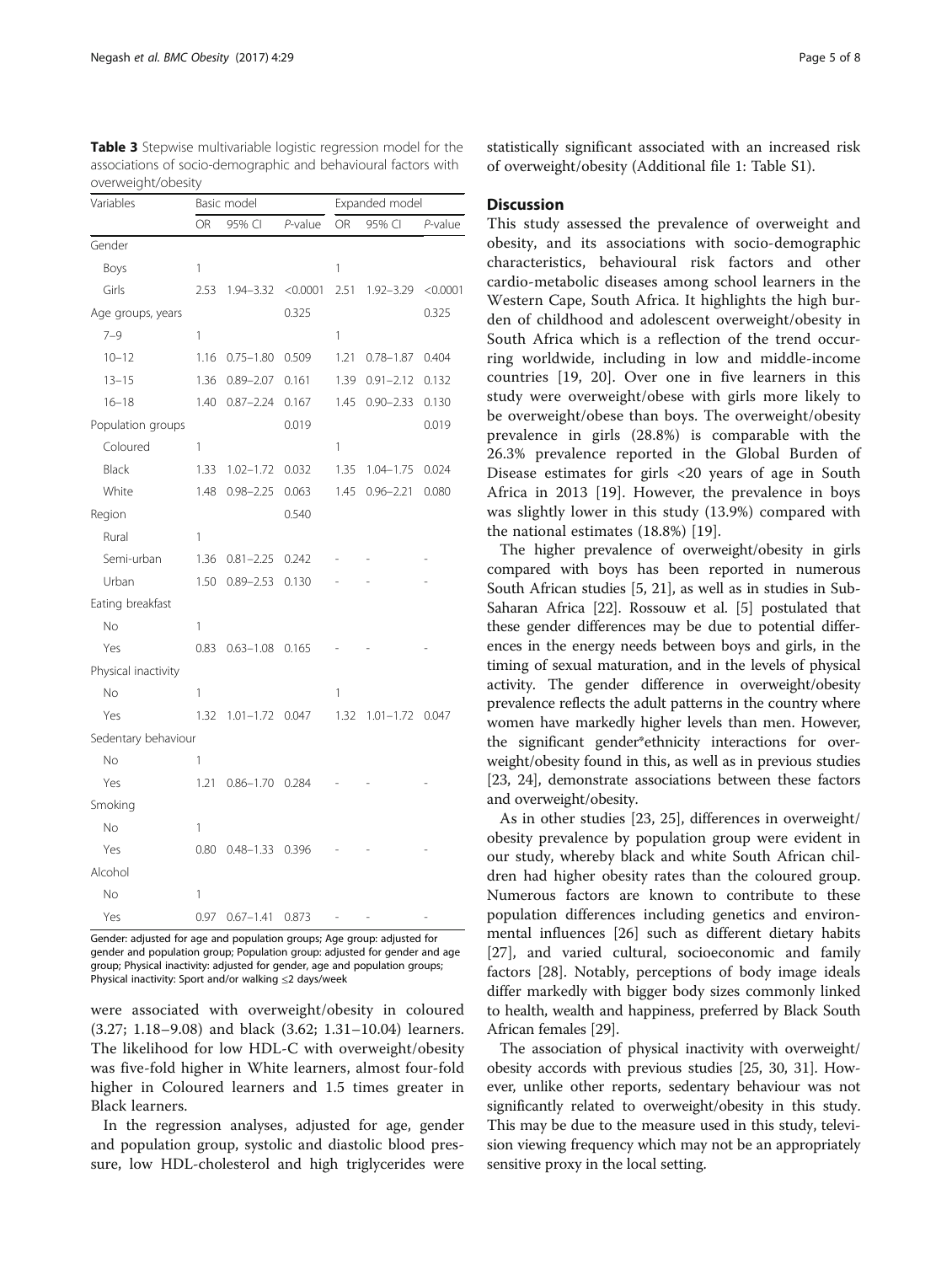**Table 3** Stepwise multivariable logistic regression model for the associations of socio-demographic and behavioural factors with overweight/obesity

| Variables | Basic model | | | Expanded model | | |
|---|---|---|---|---|---|---|
| | OR | 95% CI | *P*-value | OR | 95% CI | *P*-value |
| Gender | | | | | | |
| Boys | 1 | | | 1 | | |
| Girls | 2.53 | 1.94–3.32 | <0.0001 | 2.51 | 1.92–3.29 | <0.0001 |
| Age groups, years | | | 0.325 | | | 0.325 |
| 7–9 | 1 | | | 1 | | |
| 10–12 | 1.16 | 0.75–1.80 | 0.509 | 1.21 | 0.78–1.87 | 0.404 |
| 13–15 | 1.36 | 0.89–2.07 | 0.161 | 1.39 | 0.91–2.12 | 0.132 |
| 16–18 | 1.40 | 0.87–2.24 | 0.167 | 1.45 | 0.90–2.33 | 0.130 |
| Population groups | | | 0.019 | | | 0.019 |
| Coloured | 1 | | | 1 | | |
| Black | 1.33 | 1.02–1.72 | 0.032 | 1.35 | 1.04–1.75 | 0.024 |
| White | 1.48 | 0.98–2.25 | 0.063 | 1.45 | 0.96–2.21 | 0.080 |
| Region | | | 0.540 | | | |
| Rural | 1 | | | | | |
| Semi-urban | 1.36 | 0.81–2.25 | 0.242 | - | - | - |
| Urban | 1.50 | 0.89–2.53 | 0.130 | - | - | - |
| Eating breakfast | | | | | | |
| No | 1 | | | | | |
| Yes | 0.83 | 0.63–1.08 | 0.165 | - | - | - |
| Physical inactivity | | | | | | |
| No | 1 | | | 1 | | |
| Yes | 1.32 | 1.01–1.72 | 0.047 | 1.32 | 1.01–1.72 | 0.047 |
| Sedentary behaviour | | | | | | |
| No | 1 | | | | | |
| Yes | 1.21 | 0.86–1.70 | 0.284 | - | - | - |
| Smoking | | | | | | |
| No | 1 | | | | | |
| Yes | 0.80 | 0.48–1.33 | 0.396 | - | - | - |
| Alcohol | | | | | | |
| No | 1 | | | | | |
| Yes | 0.97 | 0.67–1.41 | 0.873 | - | - | - |

Gender: adjusted for age and population groups; Age group: adjusted for gender and population group; Population group: adjusted for gender and age group; Physical inactivity: adjusted for gender, age and population groups; Physical inactivity: Sport and/or walking ≤2 days/week

were associated with overweight/obesity in coloured (3.27; 1.18–9.08) and black (3.62; 1.31–10.04) learners. The likelihood for low HDL-C with overweight/obesity was five-fold higher in White learners, almost four-fold higher in Coloured learners and 1.5 times greater in Black learners.

In the regression analyses, adjusted for age, gender and population group, systolic and diastolic blood pressure, low HDL-cholesterol and high triglycerides were statistically significant associated with an increased risk of overweight/obesity (Additional file 1: Table S1).

## Discussion

This study assessed the prevalence of overweight and obesity, and its associations with socio-demographic characteristics, behavioural risk factors and other cardio-metabolic diseases among school learners in the Western Cape, South Africa. It highlights the high burden of childhood and adolescent overweight/obesity in South Africa which is a reflection of the trend occurring worldwide, including in low and middle-income countries [19, 20]. Over one in five learners in this study were overweight/obese with girls more likely to be overweight/obese than boys. The overweight/obesity prevalence in girls (28.8%) is comparable with the 26.3% prevalence reported in the Global Burden of Disease estimates for girls <20 years of age in South Africa in 2013 [19]. However, the prevalence in boys was slightly lower in this study (13.9%) compared with the national estimates (18.8%) [19].

The higher prevalence of overweight/obesity in girls compared with boys has been reported in numerous South African studies [5, 21], as well as in studies in Sub-Saharan Africa [22]. Rossouw et al. [5] postulated that these gender differences may be due to potential differences in the energy needs between boys and girls, in the timing of sexual maturation, and in the levels of physical activity. The gender difference in overweight/obesity prevalence reflects the adult patterns in the country where women have markedly higher levels than men. However, the significant gender*ethnicity interactions for overweight/obesity found in this, as well as in previous studies [23, 24], demonstrate associations between these factors and overweight/obesity.

As in other studies [23, 25], differences in overweight/obesity prevalence by population group were evident in our study, whereby black and white South African children had higher obesity rates than the coloured group. Numerous factors are known to contribute to these population differences including genetics and environmental influences [26] such as different dietary habits [27], and varied cultural, socioeconomic and family factors [28]. Notably, perceptions of body image ideals differ markedly with bigger body sizes commonly linked to health, wealth and happiness, preferred by Black South African females [29].

The association of physical inactivity with overweight/obesity accords with previous studies [25, 30, 31]. However, unlike other reports, sedentary behaviour was not significantly related to overweight/obesity in this study. This may be due to the measure used in this study, television viewing frequency which may not be an appropriately sensitive proxy in the local setting.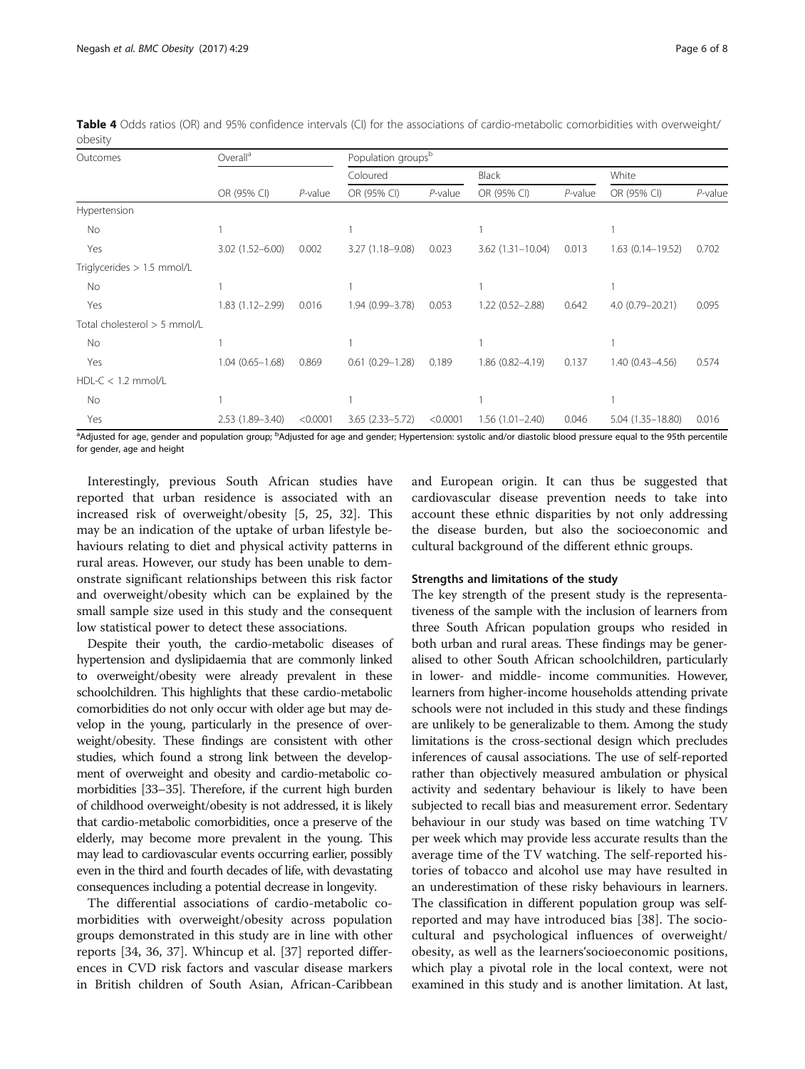**Table 4** Odds ratios (OR) and 95% confidence intervals (CI) for the associations of cardio-metabolic comorbidities with overweight/obesity

| Outcomes | Overall[a] | | Population groups[b] | | | | | |
|---|---|---|---|---|---|---|---|---|
| | | | Coloured | | Black | | White | |
| | OR (95% CI) | *P*-value | OR (95% CI) | *P*-value | OR (95% CI) | *P*-value | OR (95% CI) | *P*-value |
| Hypertension | | | | | | | | |
| No | 1 | | 1 | | 1 | | 1 | |
| Yes | 3.02 (1.52–6.00) | 0.002 | 3.27 (1.18–9.08) | 0.023 | 3.62 (1.31–10.04) | 0.013 | 1.63 (0.14–19.52) | 0.702 |
| Triglycerides > 1.5 mmol/L | | | | | | | | |
| No | 1 | | 1 | | 1 | | 1 | |
| Yes | 1.83 (1.12–2.99) | 0.016 | 1.94 (0.99–3.78) | 0.053 | 1.22 (0.52–2.88) | 0.642 | 4.0 (0.79–20.21) | 0.095 |
| Total cholesterol > 5 mmol/L | | | | | | | | |
| No | 1 | | 1 | | 1 | | 1 | |
| Yes | 1.04 (0.65–1.68) | 0.869 | 0.61 (0.29–1.28) | 0.189 | 1.86 (0.82–4.19) | 0.137 | 1.40 (0.43–4.56) | 0.574 |
| HDL-C < 1.2 mmol/L | | | | | | | | |
| No | 1 | | 1 | | 1 | | 1 | |
| Yes | 2.53 (1.89–3.40) | <0.0001 | 3.65 (2.33–5.72) | <0.0001 | 1.56 (1.01–2.40) | 0.046 | 5.04 (1.35–18.80) | 0.016 |

[a]Adjusted for age, gender and population group; [b]Adjusted for age and gender; Hypertension: systolic and/or diastolic blood pressure equal to the 95th percentile for gender, age and height

Interestingly, previous South African studies have reported that urban residence is associated with an increased risk of overweight/obesity [5, 25, 32]. This may be an indication of the uptake of urban lifestyle behaviours relating to diet and physical activity patterns in rural areas. However, our study has been unable to demonstrate significant relationships between this risk factor and overweight/obesity which can be explained by the small sample size used in this study and the consequent low statistical power to detect these associations.

Despite their youth, the cardio-metabolic diseases of hypertension and dyslipidaemia that are commonly linked to overweight/obesity were already prevalent in these schoolchildren. This highlights that these cardio-metabolic comorbidities do not only occur with older age but may develop in the young, particularly in the presence of overweight/obesity. These findings are consistent with other studies, which found a strong link between the development of overweight and obesity and cardio-metabolic comorbidities [33–35]. Therefore, if the current high burden of childhood overweight/obesity is not addressed, it is likely that cardio-metabolic comorbidities, once a preserve of the elderly, may become more prevalent in the young. This may lead to cardiovascular events occurring earlier, possibly even in the third and fourth decades of life, with devastating consequences including a potential decrease in longevity.

The differential associations of cardio-metabolic comorbidities with overweight/obesity across population groups demonstrated in this study are in line with other reports [34, 36, 37]. Whincup et al. [37] reported differences in CVD risk factors and vascular disease markers in British children of South Asian, African-Caribbean and European origin. It can thus be suggested that cardiovascular disease prevention needs to take into account these ethnic disparities by not only addressing the disease burden, but also the socioeconomic and cultural background of the different ethnic groups.

### Strengths and limitations of the study

The key strength of the present study is the representativeness of the sample with the inclusion of learners from three South African population groups who resided in both urban and rural areas. These findings may be generalised to other South African schoolchildren, particularly in lower- and middle- income communities. However, learners from higher-income households attending private schools were not included in this study and these findings are unlikely to be generalizable to them. Among the study limitations is the cross-sectional design which precludes inferences of causal associations. The use of self-reported rather than objectively measured ambulation or physical activity and sedentary behaviour is likely to have been subjected to recall bias and measurement error. Sedentary behaviour in our study was based on time watching TV per week which may provide less accurate results than the average time of the TV watching. The self-reported histories of tobacco and alcohol use may have resulted in an underestimation of these risky behaviours in learners. The classification in different population group was self-reported and may have introduced bias [38]. The socio-cultural and psychological influences of overweight/obesity, as well as the learners'socioeconomic positions, which play a pivotal role in the local context, were not examined in this study and is another limitation. At last,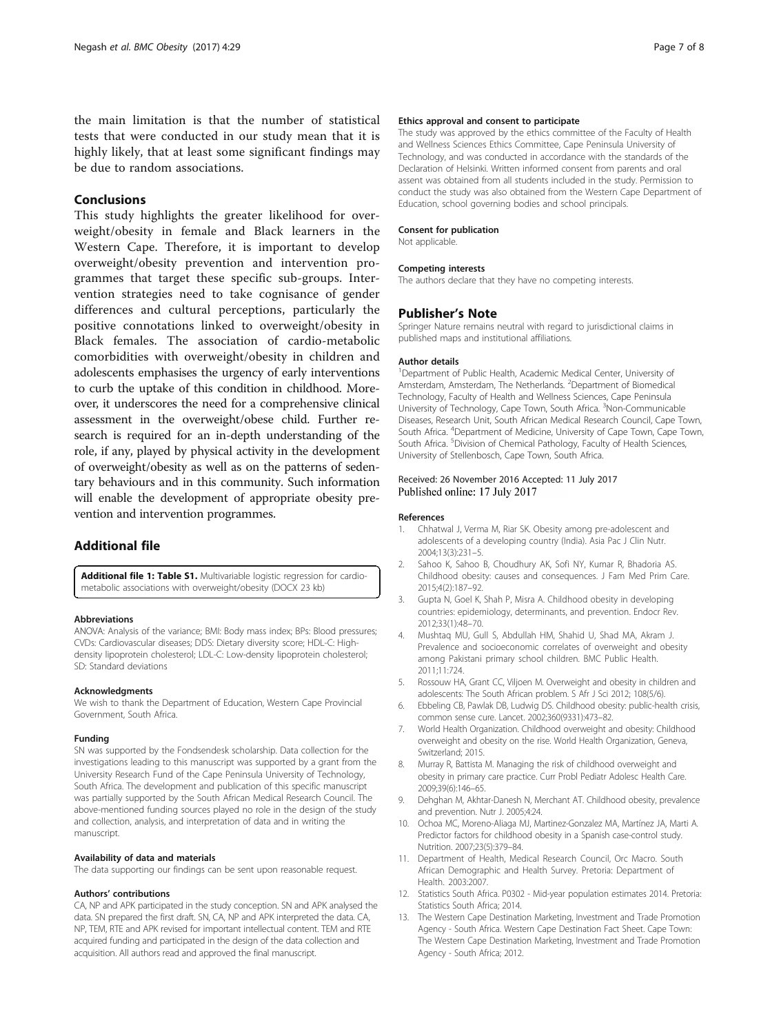the main limitation is that the number of statistical tests that were conducted in our study mean that it is highly likely, that at least some significant findings may be due to random associations.

## Conclusions

This study highlights the greater likelihood for overweight/obesity in female and Black learners in the Western Cape. Therefore, it is important to develop overweight/obesity prevention and intervention programmes that target these specific sub-groups. Intervention strategies need to take cognisance of gender differences and cultural perceptions, particularly the positive connotations linked to overweight/obesity in Black females. The association of cardio-metabolic comorbidities with overweight/obesity in children and adolescents emphasises the urgency of early interventions to curb the uptake of this condition in childhood. Moreover, it underscores the need for a comprehensive clinical assessment in the overweight/obese child. Further research is required for an in-depth understanding of the role, if any, played by physical activity in the development of overweight/obesity as well as on the patterns of sedentary behaviours and in this community. Such information will enable the development of appropriate obesity prevention and intervention programmes.

## Additional file

**Additional file 1: Table S1.** Multivariable logistic regression for cardio-metabolic associations with overweight/obesity (DOCX 23 kb)

#### Abbreviations

ANOVA: Analysis of the variance; BMI: Body mass index; BPs: Blood pressures; CVDs: Cardiovascular diseases; DDS: Dietary diversity score; HDL-C: High-density lipoprotein cholesterol; LDL-C: Low-density lipoprotein cholesterol; SD: Standard deviations

#### Acknowledgments

We wish to thank the Department of Education, Western Cape Provincial Government, South Africa.

#### Funding

SN was supported by the Fondsendesk scholarship. Data collection for the investigations leading to this manuscript was supported by a grant from the University Research Fund of the Cape Peninsula University of Technology, South Africa. The development and publication of this specific manuscript was partially supported by the South African Medical Research Council. The above-mentioned funding sources played no role in the design of the study and collection, analysis, and interpretation of data and in writing the manuscript.

#### Availability of data and materials

The data supporting our findings can be sent upon reasonable request.

#### Authors' contributions

CA, NP and APK participated in the study conception. SN and APK analysed the data. SN prepared the first draft. SN, CA, NP and APK interpreted the data. CA, NP, TEM, RTE and APK revised for important intellectual content. TEM and RTE acquired funding and participated in the design of the data collection and acquisition. All authors read and approved the final manuscript.

#### Ethics approval and consent to participate

The study was approved by the ethics committee of the Faculty of Health and Wellness Sciences Ethics Committee, Cape Peninsula University of Technology, and was conducted in accordance with the standards of the Declaration of Helsinki. Written informed consent from parents and oral assent was obtained from all students included in the study. Permission to conduct the study was also obtained from the Western Cape Department of Education, school governing bodies and school principals.

#### Consent for publication

Not applicable.

#### Competing interests

The authors declare that they have no competing interests.

## Publisher's Note

Springer Nature remains neutral with regard to jurisdictional claims in published maps and institutional affiliations.

#### Author details

[1]Department of Public Health, Academic Medical Center, University of Amsterdam, Amsterdam, The Netherlands. [2]Department of Biomedical Technology, Faculty of Health and Wellness Sciences, Cape Peninsula University of Technology, Cape Town, South Africa. [3]Non-Communicable Diseases, Research Unit, South African Medical Research Council, Cape Town, South Africa. [4]Department of Medicine, University of Cape Town, Cape Town, South Africa. [5]Division of Chemical Pathology, Faculty of Health Sciences, University of Stellenbosch, Cape Town, South Africa.

Received: 26 November 2016 Accepted: 11 July 2017
Published online: 17 July 2017

#### References

1. Chhatwal J, Verma M, Riar SK. Obesity among pre-adolescent and adolescents of a developing country (India). Asia Pac J Clin Nutr. 2004;13(3):231–5.
2. Sahoo K, Sahoo B, Choudhury AK, Sofi NY, Kumar R, Bhadoria AS. Childhood obesity: causes and consequences. J Fam Med Prim Care. 2015;4(2):187–92.
3. Gupta N, Goel K, Shah P, Misra A. Childhood obesity in developing countries: epidemiology, determinants, and prevention. Endocr Rev. 2012;33(1):48–70.
4. Mushtaq MU, Gull S, Abdullah HM, Shahid U, Shad MA, Akram J. Prevalence and socioeconomic correlates of overweight and obesity among Pakistani primary school children. BMC Public Health. 2011;11:724.
5. Rossouw HA, Grant CC, Viljoen M. Overweight and obesity in children and adolescents: The South African problem. S Afr J Sci 2012; 108(5/6).
6. Ebbeling CB, Pawlak DB, Ludwig DS. Childhood obesity: public-health crisis, common sense cure. Lancet. 2002;360(9331):473–82.
7. World Health Organization. Childhood overweight and obesity: Childhood overweight and obesity on the rise. World Health Organization, Geneva, Switzerland; 2015.
8. Murray R, Battista M. Managing the risk of childhood overweight and obesity in primary care practice. Curr Probl Pediatr Adolesc Health Care. 2009;39(6):146–65.
9. Dehghan M, Akhtar-Danesh N, Merchant AT. Childhood obesity, prevalence and prevention. Nutr J. 2005;4:24.
10. Ochoa MC, Moreno-Aliaga MJ, Martinez-Gonzalez MA, Martínez JA, Marti A. Predictor factors for childhood obesity in a Spanish case-control study. Nutrition. 2007;23(5):379–84.
11. Department of Health, Medical Research Council, Orc Macro. South African Demographic and Health Survey. Pretoria: Department of Health. 2003:2007.
12. Statistics South Africa. P0302 - Mid-year population estimates 2014. Pretoria: Statistics South Africa; 2014.
13. The Western Cape Destination Marketing, Investment and Trade Promotion Agency - South Africa. Western Cape Destination Fact Sheet. Cape Town: The Western Cape Destination Marketing, Investment and Trade Promotion Agency - South Africa; 2012.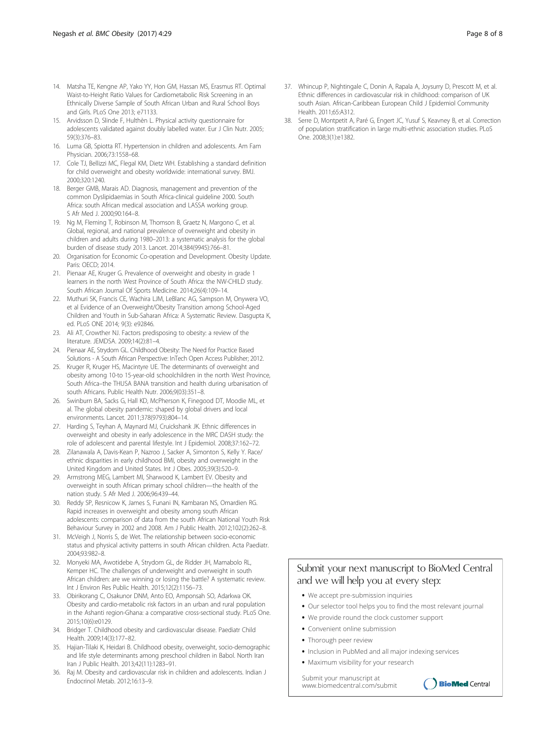14. Matsha TE, Kengne AP, Yako YY, Hon GM, Hassan MS, Erasmus RT. Optimal Waist-to-Height Ratio Values for Cardiometabolic Risk Screening in an Ethnically Diverse Sample of South African Urban and Rural School Boys and Girls. PLoS One 2013; e71133.
15. Arvidsson D, Slinde F, Hulthèn L. Physical activity questionnaire for adolescents validated against doubly labelled water. Eur J Clin Nutr. 2005; 59(3):376–83.
16. Luma GB, Spiotta RT. Hypertension in children and adolescents. Am Fam Physician. 2006;73:1558–68.
17. Cole TJ, Bellizzi MC, Flegal KM, Dietz WH. Establishing a standard definition for child overweight and obesity worldwide: international survey. BMJ. 2000;320:1240.
18. Berger GMB, Marais AD. Diagnosis, management and prevention of the common Dyslipidaemias in South Africa-clinical guideline 2000. South Africa: south African medical association and LASSA working group. S Afr Med J. 2000;90:164–8.
19. Ng M, Fleming T, Robinson M, Thomson B, Graetz N, Margono C, et al. Global, regional, and national prevalence of overweight and obesity in children and adults during 1980–2013: a systematic analysis for the global burden of disease study 2013. Lancet. 2014;384(9945):766–81.
20. Organisation for Economic Co-operation and Development. Obesity Update. Paris: OECD; 2014.
21. Pienaar AE, Kruger G. Prevalence of overweight and obesity in grade 1 learners in the north West Province of South Africa: the NW-CHILD study. South African Journal Of Sports Medicine. 2014;26(4):109–14.
22. Muthuri SK, Francis CE, Wachira LJM, LeBlanc AG, Sampson M, Onywera VO, et al Evidence of an Overweight/Obesity Transition among School-Aged Children and Youth in Sub-Saharan Africa: A Systematic Review. Dasgupta K, ed. PLoS ONE 2014; 9(3): e92846.
23. Ali AT, Crowther NJ. Factors predisposing to obesity: a review of the literature. JEMDSA. 2009;14(2):81–4.
24. Pienaar AE, Strydom GL. Childhood Obesity: The Need for Practice Based Solutions - A South African Perspective: InTech Open Access Publisher; 2012.
25. Kruger R, Kruger HS, Macintyre UE. The determinants of overweight and obesity among 10-to 15-year-old schoolchildren in the north West Province, South Africa–the THUSA BANA transition and health during urbanisation of south Africans. Public Health Nutr. 2006;9(03):351–8.
26. Swinburn BA, Sacks G, Hall KD, McPherson K, Finegood DT, Moodie ML, et al. The global obesity pandemic: shaped by global drivers and local environments. Lancet. 2011;378(9793):804–14.
27. Harding S, Teyhan A, Maynard MJ, Cruickshank JK. Ethnic differences in overweight and obesity in early adolescence in the MRC DASH study: the role of adolescent and parental lifestyle. Int J Epidemiol. 2008;37:162–72.
28. Zilanawala A, Davis-Kean P, Nazroo J, Sacker A, Simonton S, Kelly Y. Race/ ethnic disparities in early childhood BMI, obesity and overweight in the United Kingdom and United States. Int J Obes. 2005;39(3):520–9.
29. Armstrong MEG, Lambert MI, Sharwood K, Lambert EV. Obesity and overweight in south African primary school children—the health of the nation study. S Afr Med J. 2006;96:439–44.
30. Reddy SP, Resnicow K, James S, Funani IN, Kambaran NS, Omardien RG. Rapid increases in overweight and obesity among south African adolescents: comparison of data from the south African National Youth Risk Behaviour Survey in 2002 and 2008. Am J Public Health. 2012;102(2):262–8.
31. McVeigh J, Norris S, de Wet. The relationship between socio-economic status and physical activity patterns in south African children. Acta Paediatr. 2004;93:982–8.
32. Monyeki MA, Awotidebe A, Strydom GL, de Ridder JH, Mamabolo RL, Kemper HC. The challenges of underweight and overweight in south African children: are we winning or losing the battle? A systematic review. Int J Environ Res Public Health. 2015;12(2):1156–73.
33. Obirikorang C, Osakunor DNM, Anto EO, Amponsah SO, Adarkwa OK. Obesity and cardio-metabolic risk factors in an urban and rural population in the Ashanti region-Ghana: a comparative cross-sectional study. PLoS One. 2015;10(6):e0129.
34. Bridger T. Childhood obesity and cardiovascular disease. Paediatr Child Health. 2009;14(3):177–82.
35. Hajian-Tilaki K, Heidari B. Childhood obesity, overweight, socio-demographic and life style determinants among preschool children in Babol. North Iran Iran J Public Health. 2013;42(11):1283–91.
36. Raj M. Obesity and cardiovascular risk in children and adolescents. Indian J Endocrinol Metab. 2012;16:13–9.
37. Whincup P, Nightingale C, Donin A, Rapala A, Joysurry D, Prescott M, et al. Ethnic differences in cardiovascular risk in childhood: comparison of UK south Asian. African-Caribbean European Child J Epidemiol Community Health. 2011;65:A312.
38. Serre D, Montpetit A, Paré G, Engert JC, Yusuf S, Keavney B, et al. Correction of population stratification in large multi-ethnic association studies. PLoS One. 2008;3(1):e1382.

Submit your next manuscript to BioMed Central and we will help you at every step:

- We accept pre-submission inquiries
- Our selector tool helps you to find the most relevant journal
- We provide round the clock customer support
- Convenient online submission
- Thorough peer review
- Inclusion in PubMed and all major indexing services
- Maximum visibility for your research

Submit your manuscript at www.biomedcentral.com/submit

BioMed Central